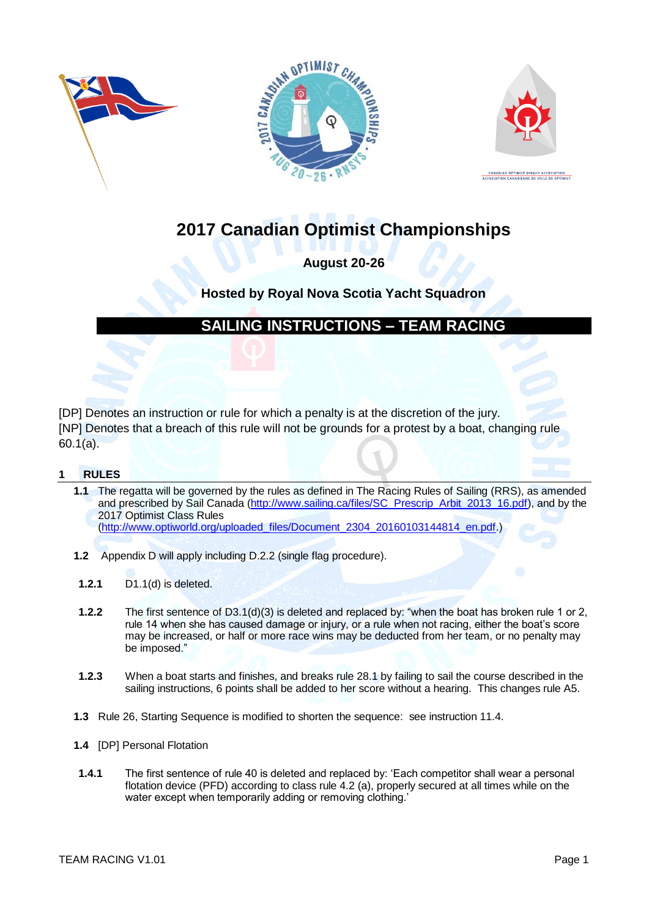# 2017 Canadian Optimist Championships

**August 20-26**

**Hosted by Royal Nova Scotia Yacht Squadron**

## SAILING INSTRUCTIONS – TEAM RACING

[DP] Denotes an instruction or rule for which a penalty is at the discretion of the jury.
[NP] Denotes that a breach of this rule will not be grounds for a protest by a boat, changing rule 60.1(a).

## 1 RULES

**1.1** The regatta will be governed by the rules as defined in The Racing Rules of Sailing (RRS), as amended and prescribed by Sail Canada (http://www.sailing.ca/files/SC_Prescrip_Arbit_2013_16.pdf), and by the 2017 Optimist Class Rules (http://www.optiworld.org/uploaded_files/Document_2304_20160103144814_en.pdf.)

**1.2** Appendix D will apply including D.2.2 (single flag procedure).

**1.2.1** D1.1(d) is deleted.

**1.2.2** The first sentence of D3.1(d)(3) is deleted and replaced by: "when the boat has broken rule 1 or 2, rule 14 when she has caused damage or injury, or a rule when not racing, either the boat's score may be increased, or half or more race wins may be deducted from her team, or no penalty may be imposed."

**1.2.3** When a boat starts and finishes, and breaks rule 28.1 by failing to sail the course described in the sailing instructions, 6 points shall be added to her score without a hearing. This changes rule A5.

**1.3** Rule 26, Starting Sequence is modified to shorten the sequence: see instruction 11.4.

**1.4** [DP] Personal Flotation

**1.4.1** The first sentence of rule 40 is deleted and replaced by: 'Each competitor shall wear a personal flotation device (PFD) according to class rule 4.2 (a), properly secured at all times while on the water except when temporarily adding or removing clothing.'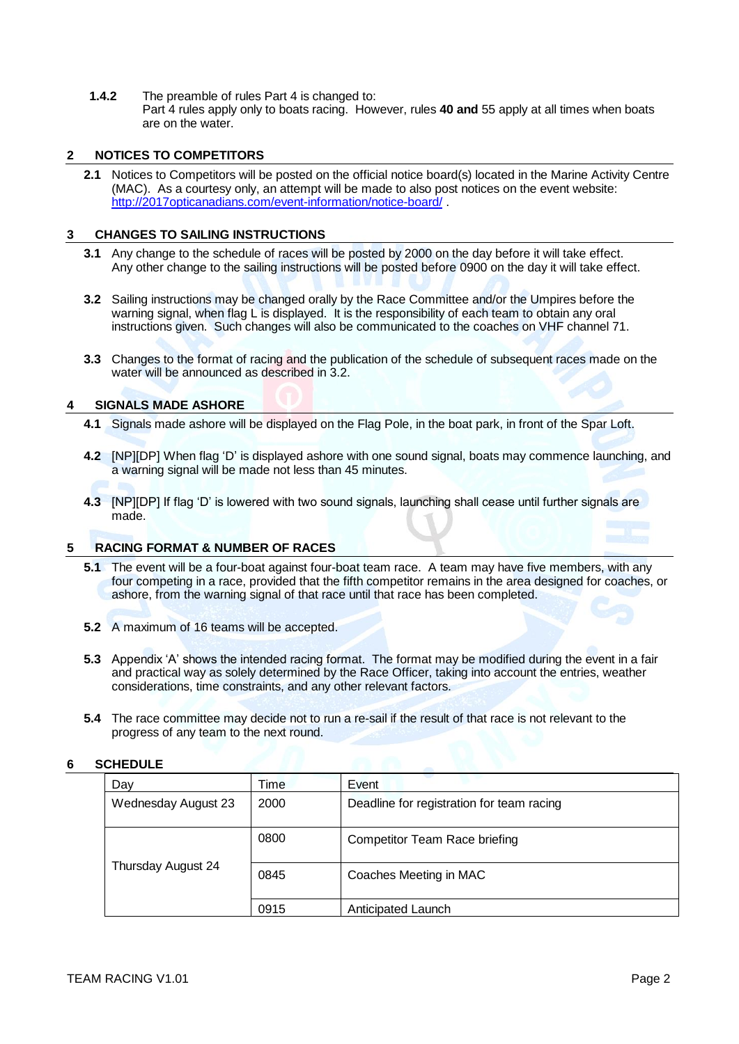**1.4.2** The preamble of rules Part 4 is changed to:
Part 4 rules apply only to boats racing. However, rules **40 and** 55 apply at all times when boats are on the water.

## 2 NOTICES TO COMPETITORS

**2.1** Notices to Competitors will be posted on the official notice board(s) located in the Marine Activity Centre (MAC). As a courtesy only, an attempt will be made to also post notices on the event website: http://2017opticanadians.com/event-information/notice-board/ .

## 3 CHANGES TO SAILING INSTRUCTIONS

**3.1** Any change to the schedule of races will be posted by 2000 on the day before it will take effect. Any other change to the sailing instructions will be posted before 0900 on the day it will take effect.

**3.2** Sailing instructions may be changed orally by the Race Committee and/or the Umpires before the warning signal, when flag L is displayed. It is the responsibility of each team to obtain any oral instructions given. Such changes will also be communicated to the coaches on VHF channel 71.

**3.3** Changes to the format of racing and the publication of the schedule of subsequent races made on the water will be announced as described in 3.2.

## 4 SIGNALS MADE ASHORE

**4.1** Signals made ashore will be displayed on the Flag Pole, in the boat park, in front of the Spar Loft.

**4.2** [NP][DP] When flag 'D' is displayed ashore with one sound signal, boats may commence launching, and a warning signal will be made not less than 45 minutes.

**4.3** [NP][DP] If flag 'D' is lowered with two sound signals, launching shall cease until further signals are made.

## 5 RACING FORMAT & NUMBER OF RACES

**5.1** The event will be a four-boat against four-boat team race. A team may have five members, with any four competing in a race, provided that the fifth competitor remains in the area designed for coaches, or ashore, from the warning signal of that race until that race has been completed.

**5.2** A maximum of 16 teams will be accepted.

**5.3** Appendix 'A' shows the intended racing format. The format may be modified during the event in a fair and practical way as solely determined by the Race Officer, taking into account the entries, weather considerations, time constraints, and any other relevant factors.

**5.4** The race committee may decide not to run a re-sail if the result of that race is not relevant to the progress of any team to the next round.

## 6 SCHEDULE

| Day | Time | Event |
|---|---|---|
| Wednesday August 23 | 2000 | Deadline for registration for team racing |
| Thursday August 24 | 0800 | Competitor Team Race briefing |
| | 0845 | Coaches Meeting in MAC |
| | 0915 | Anticipated Launch |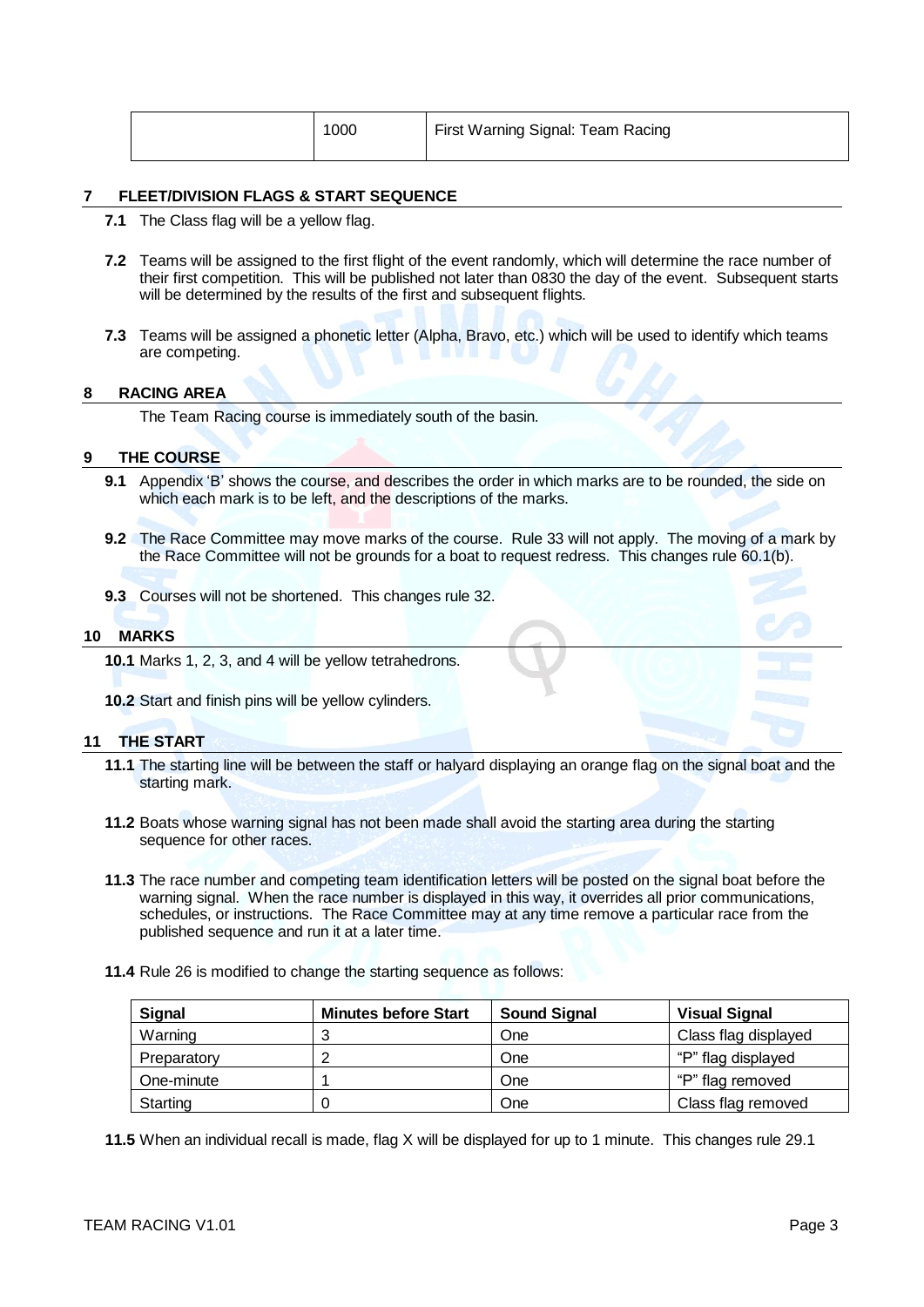| | 1000 | First Warning Signal: Team Racing |
|---|---|---|

## 7 FLEET/DIVISION FLAGS & START SEQUENCE

**7.1** The Class flag will be a yellow flag.

**7.2** Teams will be assigned to the first flight of the event randomly, which will determine the race number of their first competition. This will be published not later than 0830 the day of the event. Subsequent starts will be determined by the results of the first and subsequent flights.

**7.3** Teams will be assigned a phonetic letter (Alpha, Bravo, etc.) which will be used to identify which teams are competing.

## 8 RACING AREA

The Team Racing course is immediately south of the basin.

## 9 THE COURSE

**9.1** Appendix 'B' shows the course, and describes the order in which marks are to be rounded, the side on which each mark is to be left, and the descriptions of the marks.

**9.2** The Race Committee may move marks of the course. Rule 33 will not apply. The moving of a mark by the Race Committee will not be grounds for a boat to request redress. This changes rule 60.1(b).

**9.3** Courses will not be shortened. This changes rule 32.

## 10 MARKS

**10.1** Marks 1, 2, 3, and 4 will be yellow tetrahedrons.

**10.2** Start and finish pins will be yellow cylinders.

## 11 THE START

**11.1** The starting line will be between the staff or halyard displaying an orange flag on the signal boat and the starting mark.

**11.2** Boats whose warning signal has not been made shall avoid the starting area during the starting sequence for other races.

**11.3** The race number and competing team identification letters will be posted on the signal boat before the warning signal. When the race number is displayed in this way, it overrides all prior communications, schedules, or instructions. The Race Committee may at any time remove a particular race from the published sequence and run it at a later time.

**11.4** Rule 26 is modified to change the starting sequence as follows:

| Signal | Minutes before Start | Sound Signal | Visual Signal |
|---|---|---|---|
| Warning | 3 | One | Class flag displayed |
| Preparatory | 2 | One | "P" flag displayed |
| One-minute | 1 | One | "P" flag removed |
| Starting | 0 | One | Class flag removed |

**11.5** When an individual recall is made, flag X will be displayed for up to 1 minute. This changes rule 29.1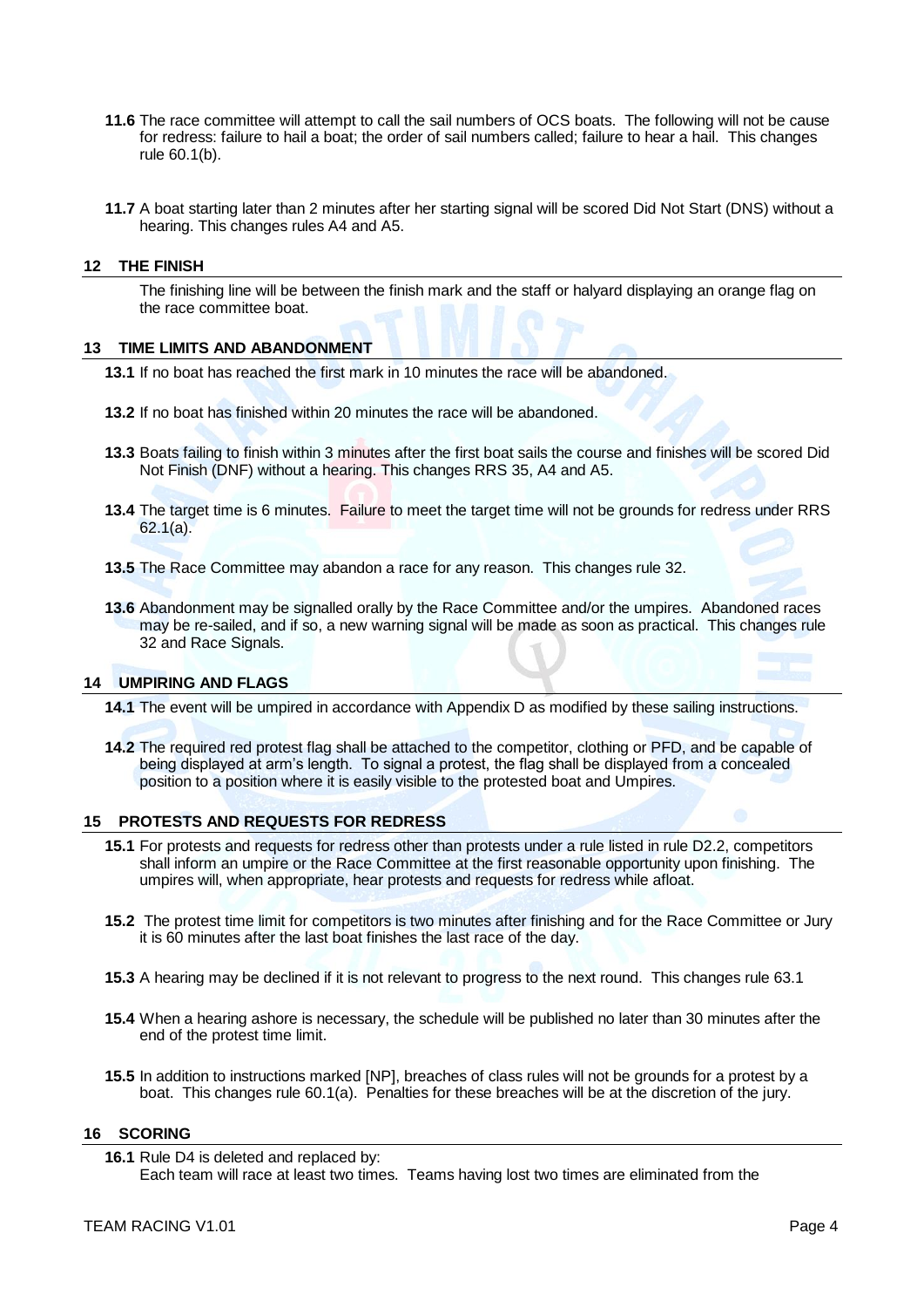**11.6** The race committee will attempt to call the sail numbers of OCS boats. The following will not be cause for redress: failure to hail a boat; the order of sail numbers called; failure to hear a hail. This changes rule 60.1(b).

**11.7** A boat starting later than 2 minutes after her starting signal will be scored Did Not Start (DNS) without a hearing. This changes rules A4 and A5.

## 12 THE FINISH

The finishing line will be between the finish mark and the staff or halyard displaying an orange flag on the race committee boat.

## 13 TIME LIMITS AND ABANDONMENT

**13.1** If no boat has reached the first mark in 10 minutes the race will be abandoned.

**13.2** If no boat has finished within 20 minutes the race will be abandoned.

**13.3** Boats failing to finish within 3 minutes after the first boat sails the course and finishes will be scored Did Not Finish (DNF) without a hearing. This changes RRS 35, A4 and A5.

**13.4** The target time is 6 minutes. Failure to meet the target time will not be grounds for redress under RRS 62.1(a).

**13.5** The Race Committee may abandon a race for any reason. This changes rule 32.

**13.6** Abandonment may be signalled orally by the Race Committee and/or the umpires. Abandoned races may be re-sailed, and if so, a new warning signal will be made as soon as practical. This changes rule 32 and Race Signals.

## 14 UMPIRING AND FLAGS

**14.1** The event will be umpired in accordance with Appendix D as modified by these sailing instructions.

**14.2** The required red protest flag shall be attached to the competitor, clothing or PFD, and be capable of being displayed at arm's length. To signal a protest, the flag shall be displayed from a concealed position to a position where it is easily visible to the protested boat and Umpires.

## 15 PROTESTS AND REQUESTS FOR REDRESS

**15.1** For protests and requests for redress other than protests under a rule listed in rule D2.2, competitors shall inform an umpire or the Race Committee at the first reasonable opportunity upon finishing. The umpires will, when appropriate, hear protests and requests for redress while afloat.

**15.2** The protest time limit for competitors is two minutes after finishing and for the Race Committee or Jury it is 60 minutes after the last boat finishes the last race of the day.

**15.3** A hearing may be declined if it is not relevant to progress to the next round. This changes rule 63.1

**15.4** When a hearing ashore is necessary, the schedule will be published no later than 30 minutes after the end of the protest time limit.

**15.5** In addition to instructions marked [NP], breaches of class rules will not be grounds for a protest by a boat. This changes rule 60.1(a). Penalties for these breaches will be at the discretion of the jury.

## 16 SCORING

**16.1** Rule D4 is deleted and replaced by:
Each team will race at least two times. Teams having lost two times are eliminated from the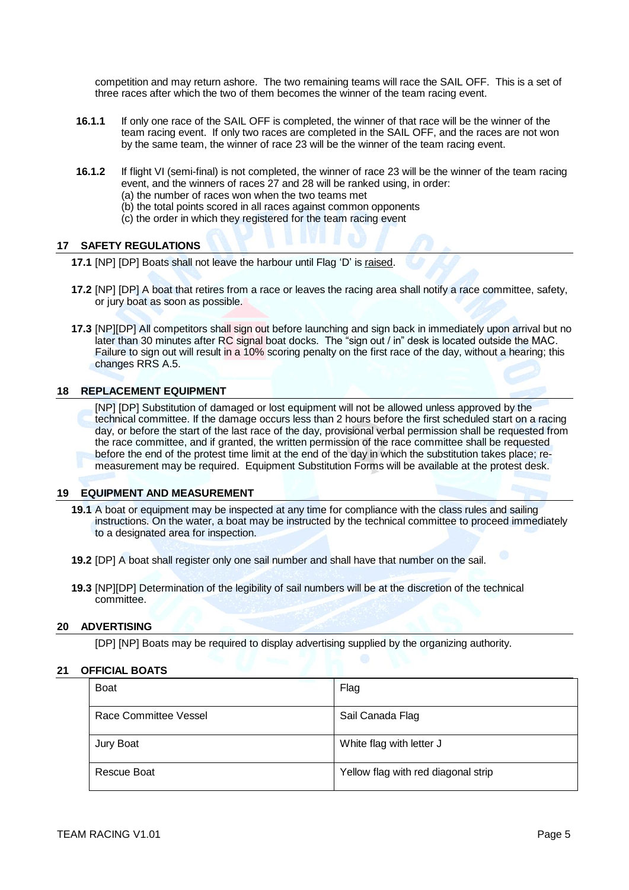competition and may return ashore. The two remaining teams will race the SAIL OFF. This is a set of three races after which the two of them becomes the winner of the team racing event.

**16.1.1** If only one race of the SAIL OFF is completed, the winner of that race will be the winner of the team racing event. If only two races are completed in the SAIL OFF, and the races are not won by the same team, the winner of race 23 will be the winner of the team racing event.

**16.1.2** If flight VI (semi-final) is not completed, the winner of race 23 will be the winner of the team racing event, and the winners of races 27 and 28 will be ranked using, in order:
(a) the number of races won when the two teams met
(b) the total points scored in all races against common opponents
(c) the order in which they registered for the team racing event

## 17 SAFETY REGULATIONS

**17.1** [NP] [DP] Boats shall not leave the harbour until Flag 'D' is raised.

**17.2** [NP] [DP] A boat that retires from a race or leaves the racing area shall notify a race committee, safety, or jury boat as soon as possible.

**17.3** [NP][DP] All competitors shall sign out before launching and sign back in immediately upon arrival but no later than 30 minutes after RC signal boat docks. The "sign out / in" desk is located outside the MAC. Failure to sign out will result in a 10% scoring penalty on the first race of the day, without a hearing; this changes RRS A.5.

## 18 REPLACEMENT EQUIPMENT

[NP] [DP] Substitution of damaged or lost equipment will not be allowed unless approved by the technical committee. If the damage occurs less than 2 hours before the first scheduled start on a racing day, or before the start of the last race of the day, provisional verbal permission shall be requested from the race committee, and if granted, the written permission of the race committee shall be requested before the end of the protest time limit at the end of the day in which the substitution takes place; re-measurement may be required. Equipment Substitution Forms will be available at the protest desk.

## 19 EQUIPMENT AND MEASUREMENT

**19.1** A boat or equipment may be inspected at any time for compliance with the class rules and sailing instructions. On the water, a boat may be instructed by the technical committee to proceed immediately to a designated area for inspection.

**19.2** [DP] A boat shall register only one sail number and shall have that number on the sail.

**19.3** [NP][DP] Determination of the legibility of sail numbers will be at the discretion of the technical committee.

## 20 ADVERTISING

[DP] [NP] Boats may be required to display advertising supplied by the organizing authority.

## 21 OFFICIAL BOATS

| Boat | Flag |
|---|---|
| Race Committee Vessel | Sail Canada Flag |
| Jury Boat | White flag with letter J |
| Rescue Boat | Yellow flag with red diagonal strip |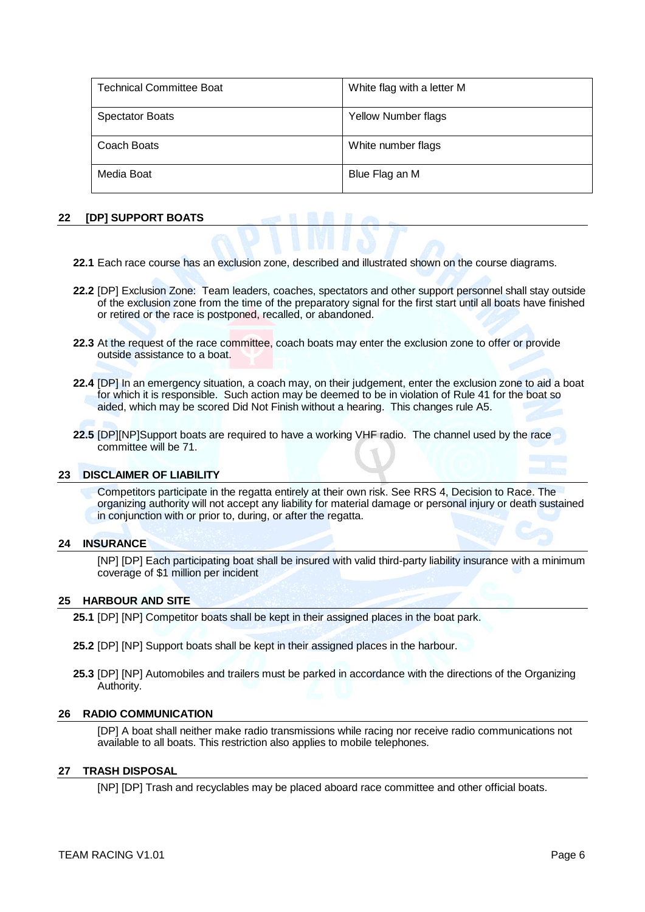| Technical Committee Boat | White flag with a letter M |
| --- | --- |
| Spectator Boats | Yellow Number flags |
| Coach Boats | White number flags |
| Media Boat | Blue Flag an M |

## 22 [DP] SUPPORT BOATS

**22.1** Each race course has an exclusion zone, described and illustrated shown on the course diagrams.

**22.2** [DP] Exclusion Zone: Team leaders, coaches, spectators and other support personnel shall stay outside of the exclusion zone from the time of the preparatory signal for the first start until all boats have finished or retired or the race is postponed, recalled, or abandoned.

**22.3** At the request of the race committee, coach boats may enter the exclusion zone to offer or provide outside assistance to a boat.

**22.4** [DP] In an emergency situation, a coach may, on their judgement, enter the exclusion zone to aid a boat for which it is responsible. Such action may be deemed to be in violation of Rule 41 for the boat so aided, which may be scored Did Not Finish without a hearing. This changes rule A5.

**22.5** [DP][NP]Support boats are required to have a working VHF radio. The channel used by the race committee will be 71.

## 23 DISCLAIMER OF LIABILITY

Competitors participate in the regatta entirely at their own risk. See RRS 4, Decision to Race. The organizing authority will not accept any liability for material damage or personal injury or death sustained in conjunction with or prior to, during, or after the regatta.

## 24 INSURANCE

[NP] [DP] Each participating boat shall be insured with valid third-party liability insurance with a minimum coverage of $1 million per incident

## 25 HARBOUR AND SITE

**25.1** [DP] [NP] Competitor boats shall be kept in their assigned places in the boat park.

**25.2** [DP] [NP] Support boats shall be kept in their assigned places in the harbour.

**25.3** [DP] [NP] Automobiles and trailers must be parked in accordance with the directions of the Organizing Authority.

## 26 RADIO COMMUNICATION

[DP] A boat shall neither make radio transmissions while racing nor receive radio communications not available to all boats. This restriction also applies to mobile telephones.

## 27 TRASH DISPOSAL

[NP] [DP] Trash and recyclables may be placed aboard race committee and other official boats.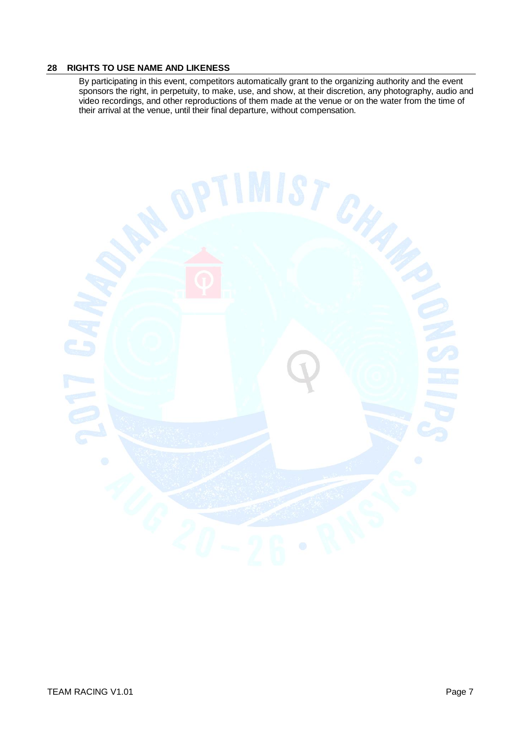## 28 RIGHTS TO USE NAME AND LIKENESS

By participating in this event, competitors automatically grant to the organizing authority and the event sponsors the right, in perpetuity, to make, use, and show, at their discretion, any photography, audio and video recordings, and other reproductions of them made at the venue or on the water from the time of their arrival at the venue, until their final departure, without compensation.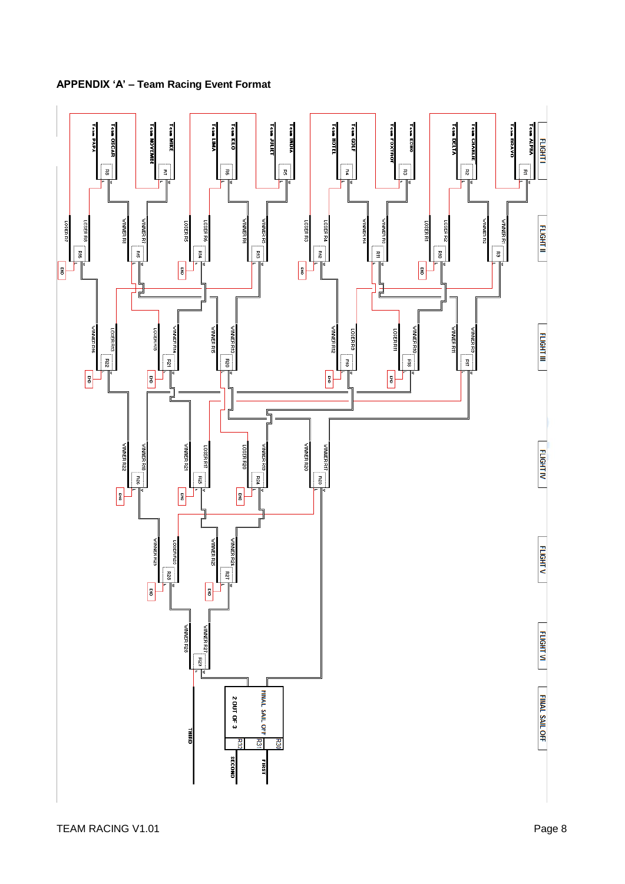**APPENDIX 'A' – Team Racing Event Format**

**FLIGHT I**

| Race | Team | Team |
|---|---|---|
| R1 | Team ALPHA | Team BRAVO |
| R2 | Team CHARLIE | Team DELTA |
| R3 | Team ECHO | Team FOXTROT |
| R4 | Team GOLF | Team HOTEL |
| R5 | Team INDIA | Team JULIET |
| R6 | Team KILO | Team LIMA |
| R7 | Team MIKE | Team NOVEMBER |
| R8 | Team OSCAR | Team PAPA |

**FLIGHT II**

| Race | Team | Team |
|---|---|---|
| R9 | WINNER R1 | WINNER R2 |
| R10 | LOSER R2 | LOSER R1 |
| R11 | WINNER R3 | WINNER R4 |
| R12 | LOSER R4 | LOSER R3 |
| R13 | WINNER R5 | WINNER R6 |
| R14 | LOSER R6 | LOSER R5 |
| R15 | WINNER R7 | WINNER R8 |
| R16 | LOSER R8 | LOSER R7 |

Loser of R10, R12, R14, R16: END

**FLIGHT III**

| Race | Team | Team |
|---|---|---|
| R17 | WINNER R9 | WINNER R11 |
| R18 | WINNER R10 | LOSER R11 |
| R19 | LOSER R9 | WINNER R12 |
| R20 | WINNER R13 | WINNER R15 |
| R21 | WINNER R14 | LOSER R15 |
| R22 | LOSER R13 | WINNER R16 |

Loser of R18, R19, R21, R22: END

**FLIGHT IV**

| Race | Team | Team |
|---|---|---|
| R23 | WINNER R17 | WINNER R20 |
| R24 | WINNER R19 | LOSER R20 |
| R25 | LOSER R17 | WINNER R21 |
| R26 | WINNER R18 | WINNER R22 |

Loser of R24, R25, R26: END

**FLIGHT V**

| Race | Team | Team |
|---|---|---|
| R27 | WINNER R24 | WINNER R25 |
| R28 | LOSER R23 | WINNER R26 |

Loser of R27, R28: END

**FLIGHT VI**

| Race | Team | Team |
|---|---|---|
| R29 | WINNER R27 | WINNER R28 |

Loser of R29: THIRD

**FINAL SAIL OFF**

FINAL SAIL OFF – 2 OUT OF 3 (R30, R31, R32): WINNER R23 vs WINNER R29

FIRST

SECOND

THIRD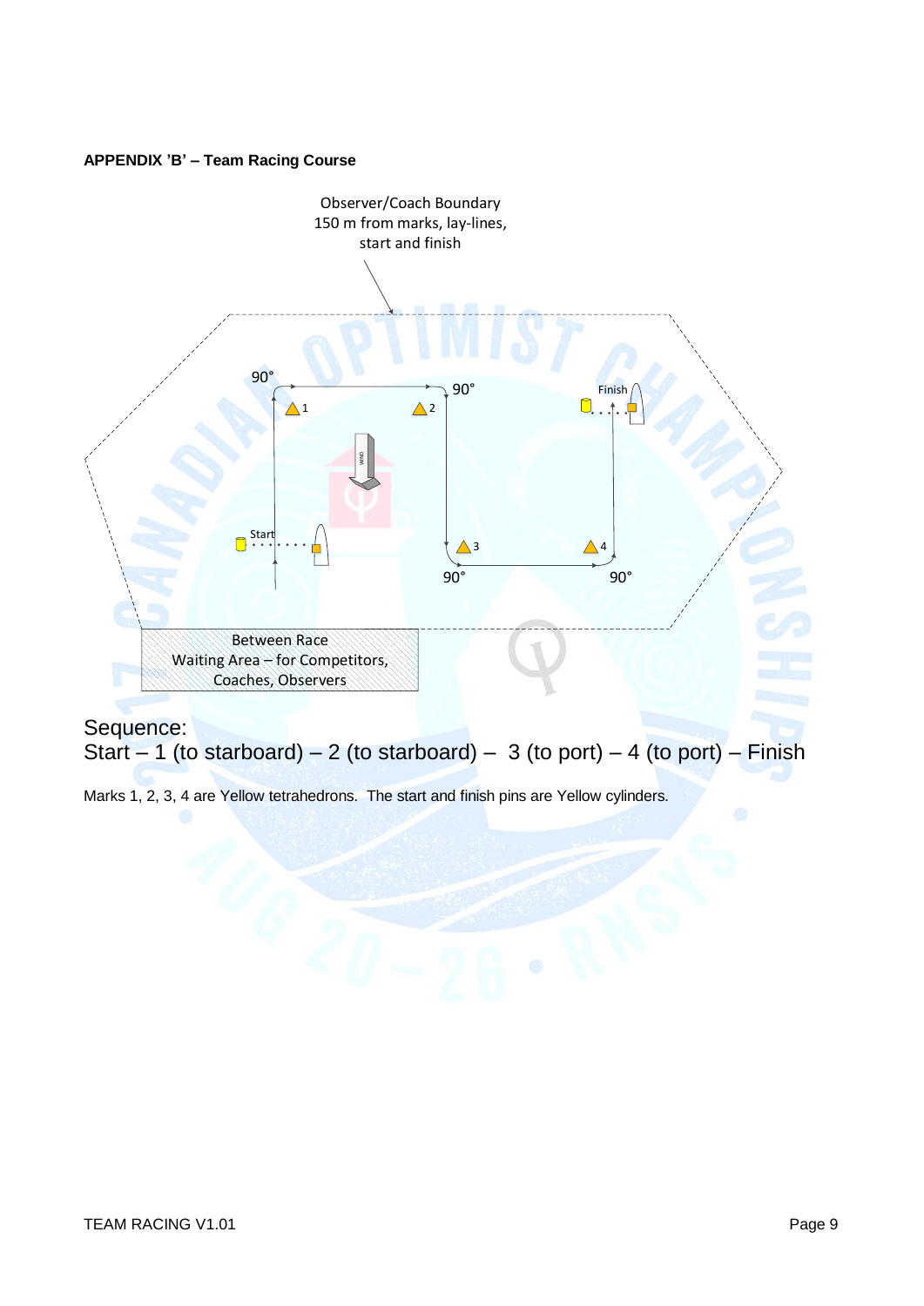**APPENDIX 'B' – Team Racing Course**

Observer/Coach Boundary
150 m from marks, lay-lines, start and finish

90°

90°

Finish

1

2

WIND

Start

3

4

90°

90°

Between Race
Waiting Area – for Competitors, Coaches, Observers

Sequence:
Start – 1 (to starboard) – 2 (to starboard) – 3 (to port) – 4 (to port) – Finish

Marks 1, 2, 3, 4 are Yellow tetrahedrons. The start and finish pins are Yellow cylinders.